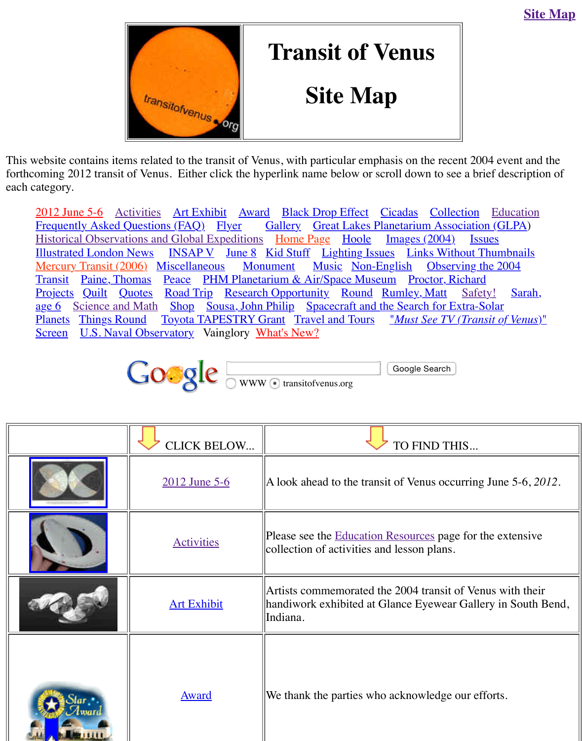Site Map

# Transit of Venus

# Site Map

This website contains items related to the transit of Venus, with particular emphasis on the recent 2004 event and the forthcoming 2012 transit of Venus. Either click the hyperlink name below or scroll down to see a brief description of each category.

2012 June 5-6 Activities Art Exhibit Award Black Drop Effect Cicadas Collection Education Frequently Asked Questions (FAQ) Flyer Gallery Great Lakes Planetarium Association (GLPA) Historical Observations and Global Expeditions Home Page Hoole Images (2004) Issues Illustrated London News INSAP V June 8 Kid Stuff Lighting Issues Links Without Thumbnails Mercury Transit (2006) Miscellaneous Monument Music Non-English Observing the 2004 Transit Paine, Thomas Peace PHM Planetarium & Air/Space Museum Proctor, Richard Projects Quilt Quotes Road Trip Research Opportunity Round Rumley, Matt Safety! Sarah, age 6 Science and Math Shop Sousa, John Philip Spacecraft and the Search for Extra-Solar Planets Things Round Toyota TAPESTRY Grant Travel and Tours *"Must See TV (Transit of Venus)"* Screen U.S. Naval Observatory Vainglory What's New?

Google Search
WWW transitofvenus.org

| | CLICK BELOW... | TO FIND THIS... |
|---|---|---|
| | 2012 June 5-6 | A look ahead to the transit of Venus occurring June 5-6, *2012*. |
| | Activities | Please see the Education Resources page for the extensive collection of activities and lesson plans. |
| | Art Exhibit | Artists commemorated the 2004 transit of Venus with their handiwork exhibited at Glance Eyewear Gallery in South Bend, Indiana. |
| | Award | We thank the parties who acknowledge our efforts. |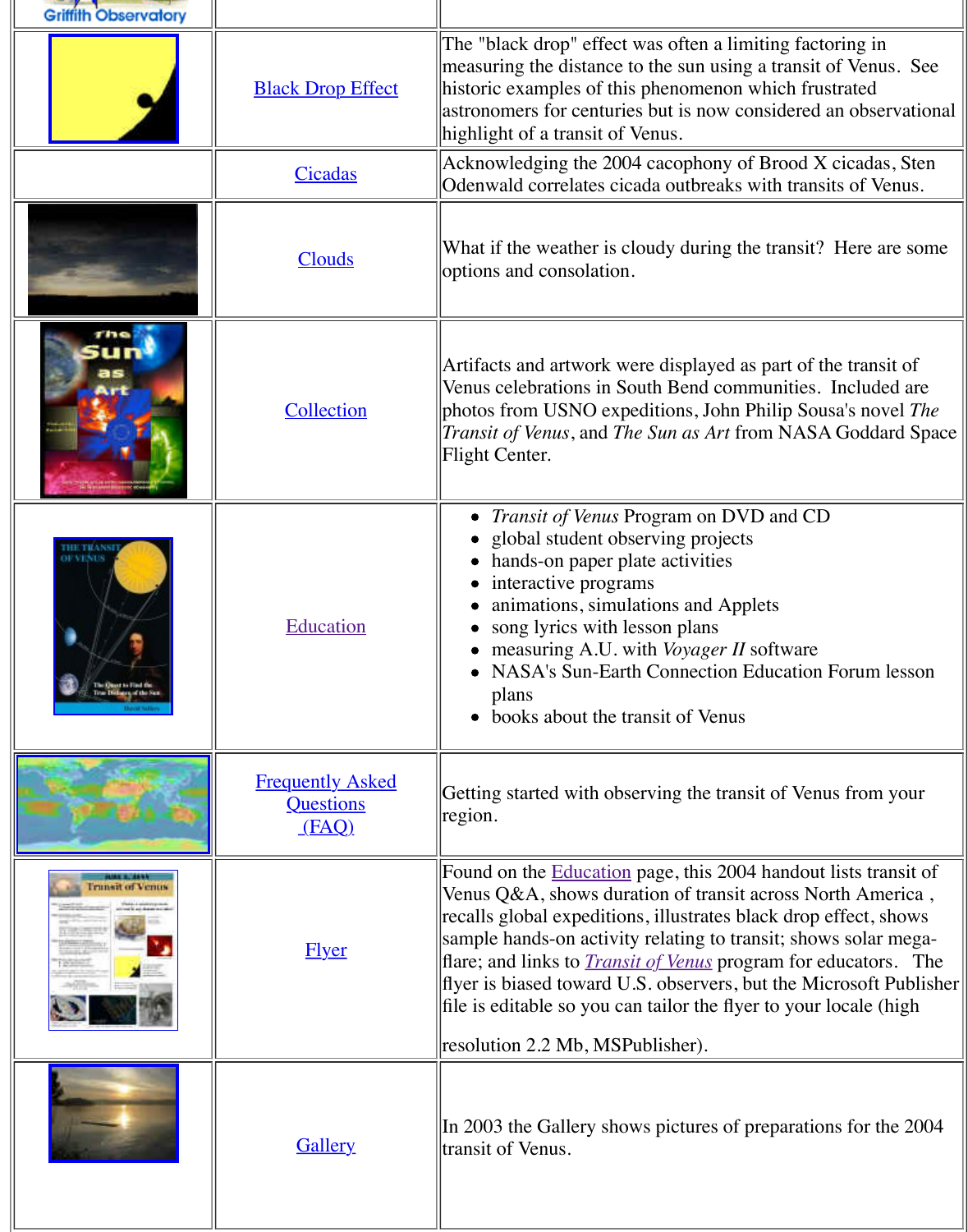| | | |
|---|---|---|
| Griffith Observatory | | |
| | Black Drop Effect | The "black drop" effect was often a limiting factoring in measuring the distance to the sun using a transit of Venus. See historic examples of this phenomenon which frustrated astronomers for centuries but is now considered an observational highlight of a transit of Venus. |
| | Cicadas | Acknowledging the 2004 cacophony of Brood X cicadas, Sten Odenwald correlates cicada outbreaks with transits of Venus. |
| | Clouds | What if the weather is cloudy during the transit? Here are some options and consolation. |
| | Collection | Artifacts and artwork were displayed as part of the transit of Venus celebrations in South Bend communities. Included are photos from USNO expeditions, John Philip Sousa's novel *The Transit of Venus*, and *The Sun as Art* from NASA Goddard Space Flight Center. |
| | Education | • *Transit of Venus* Program on DVD and CD<br>• global student observing projects<br>• hands-on paper plate activities<br>• interactive programs<br>• animations, simulations and Applets<br>• song lyrics with lesson plans<br>• measuring A.U. with *Voyager II* software<br>• NASA's Sun-Earth Connection Education Forum lesson plans<br>• books about the transit of Venus |
| | Frequently Asked Questions (FAQ) | Getting started with observing the transit of Venus from your region. |
| | Flyer | Found on the Education page, this 2004 handout lists transit of Venus Q&A, shows duration of transit across North America , recalls global expeditions, illustrates black drop effect, shows sample hands-on activity relating to transit; shows solar mega-flare; and links to *Transit of Venus* program for educators. The flyer is biased toward U.S. observers, but the Microsoft Publisher file is editable so you can tailor the flyer to your locale (high resolution 2.2 Mb, MSPublisher). |
| | Gallery | In 2003 the Gallery shows pictures of preparations for the 2004 transit of Venus. |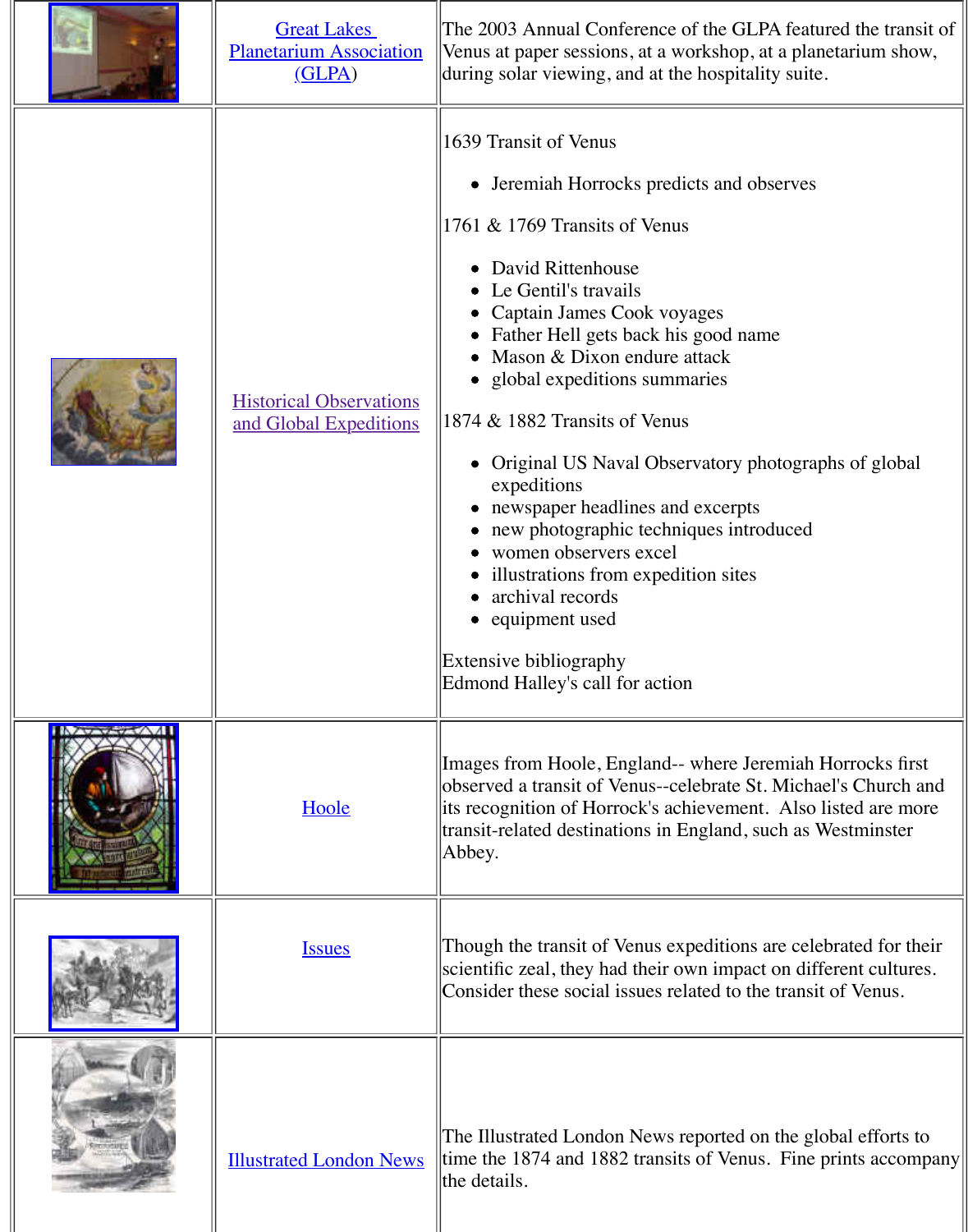| | | |
|---|---|---|
| | Great Lakes Planetarium Association (GLPA) | The 2003 Annual Conference of the GLPA featured the transit of Venus at paper sessions, at a workshop, at a planetarium show, during solar viewing, and at the hospitality suite. |
| | Historical Observations and Global Expeditions | 1639 Transit of Venus<br><br>• Jeremiah Horrocks predicts and observes<br><br>1761 & 1769 Transits of Venus<br><br>• David Rittenhouse<br>• Le Gentil's travails<br>• Captain James Cook voyages<br>• Father Hell gets back his good name<br>• Mason & Dixon endure attack<br>• global expeditions summaries<br><br>1874 & 1882 Transits of Venus<br><br>• Original US Naval Observatory photographs of global expeditions<br>• newspaper headlines and excerpts<br>• new photographic techniques introduced<br>• women observers excel<br>• illustrations from expedition sites<br>• archival records<br>• equipment used<br><br>Extensive bibliography<br>Edmond Halley's call for action |
| | Hoole | Images from Hoole, England-- where Jeremiah Horrocks first observed a transit of Venus--celebrate St. Michael's Church and its recognition of Horrock's achievement. Also listed are more transit-related destinations in England, such as Westminster Abbey. |
| | Issues | Though the transit of Venus expeditions are celebrated for their scientific zeal, they had their own impact on different cultures. Consider these social issues related to the transit of Venus. |
| | Illustrated London News | The Illustrated London News reported on the global efforts to time the 1874 and 1882 transits of Venus. Fine prints accompany the details. |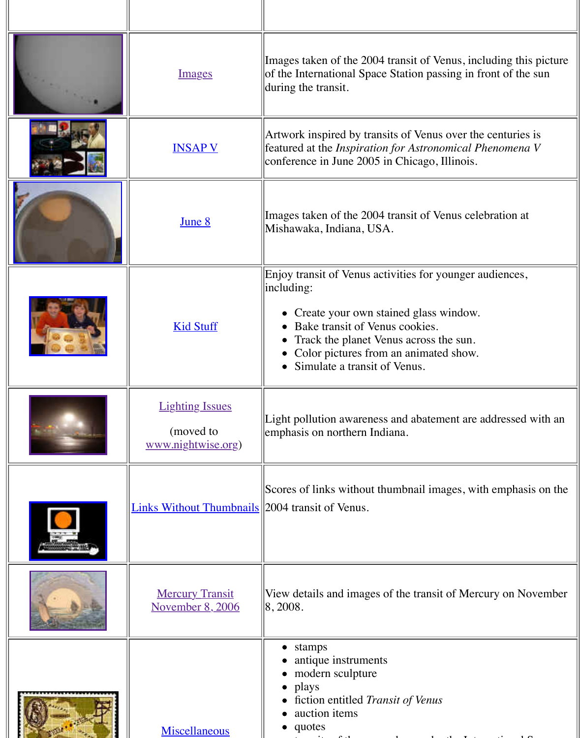| | | |
|---|---|---|
| | | |
| | Images | Images taken of the 2004 transit of Venus, including this picture of the International Space Station passing in front of the sun during the transit. |
| | INSAP V | Artwork inspired by transits of Venus over the centuries is featured at the *Inspiration for Astronomical Phenomena V* conference in June 2005 in Chicago, Illinois. |
| | June 8 | Images taken of the 2004 transit of Venus celebration at Mishawaka, Indiana, USA. |
| | Kid Stuff | Enjoy transit of Venus activities for younger audiences, including:<br>• Create your own stained glass window.<br>• Bake transit of Venus cookies.<br>• Track the planet Venus across the sun.<br>• Color pictures from an animated show.<br>• Simulate a transit of Venus. |
| | Lighting Issues<br><br>(moved to www.nightwise.org) | Light pollution awareness and abatement are addressed with an emphasis on northern Indiana. |
| | Links Without Thumbnails | Scores of links without thumbnail images, with emphasis on the 2004 transit of Venus. |
| | Mercury Transit November 8, 2006 | View details and images of the transit of Mercury on November 8, 2008. |
| | Miscellaneous | • stamps<br>• antique instruments<br>• modern sculpture<br>• plays<br>• fiction entitled *Transit of Venus*<br>• auction items<br>• quotes |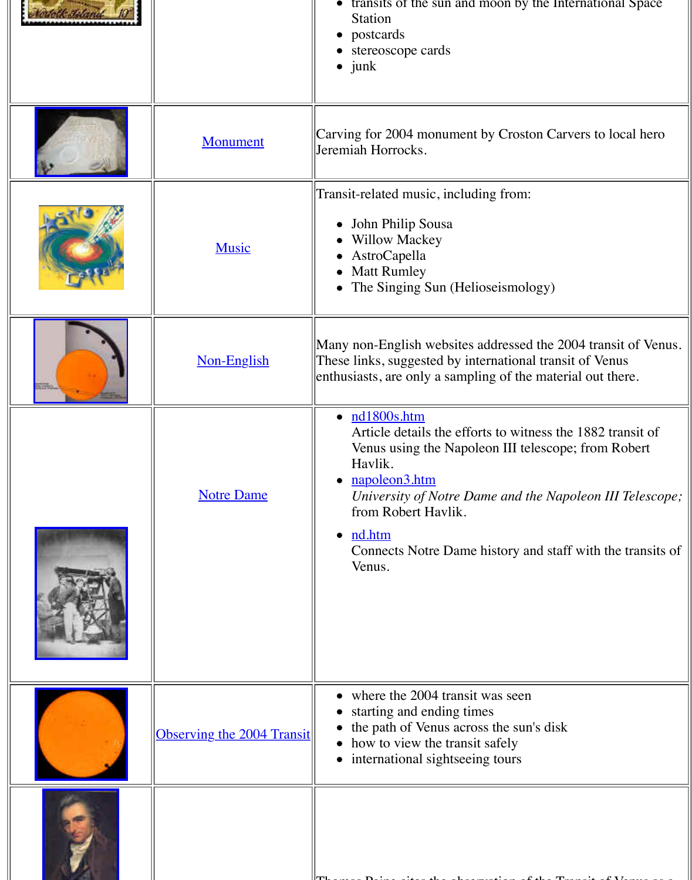| | | |
|---|---|---|
| | | • transits of the sun and moon by the International Space Station<br>• postcards<br>• stereoscope cards<br>• junk |
| | Monument | Carving for 2004 monument by Croston Carvers to local hero Jeremiah Horrocks. |
| | Music | Transit-related music, including from:<br>• John Philip Sousa<br>• Willow Mackey<br>• AstroCapella<br>• Matt Rumley<br>• The Singing Sun (Helioseismology) |
| | Non-English | Many non-English websites addressed the 2004 transit of Venus. These links, suggested by international transit of Venus enthusiasts, are only a sampling of the material out there. |
| | Notre Dame | • nd1800s.htm<br>Article details the efforts to witness the 1882 transit of Venus using the Napoleon III telescope; from Robert Havlik.<br>• napoleon3.htm<br>*University of Notre Dame and the Napoleon III Telescope;* from Robert Havlik.<br>• nd.htm<br>Connects Notre Dame history and staff with the transits of Venus. |
| | Observing the 2004 Transit | • where the 2004 transit was seen<br>• starting and ending times<br>• the path of Venus across the sun's disk<br>• how to view the transit safely<br>• international sightseeing tours |
| | | Thomas Paine cites the observation of the Transit of Venus as a |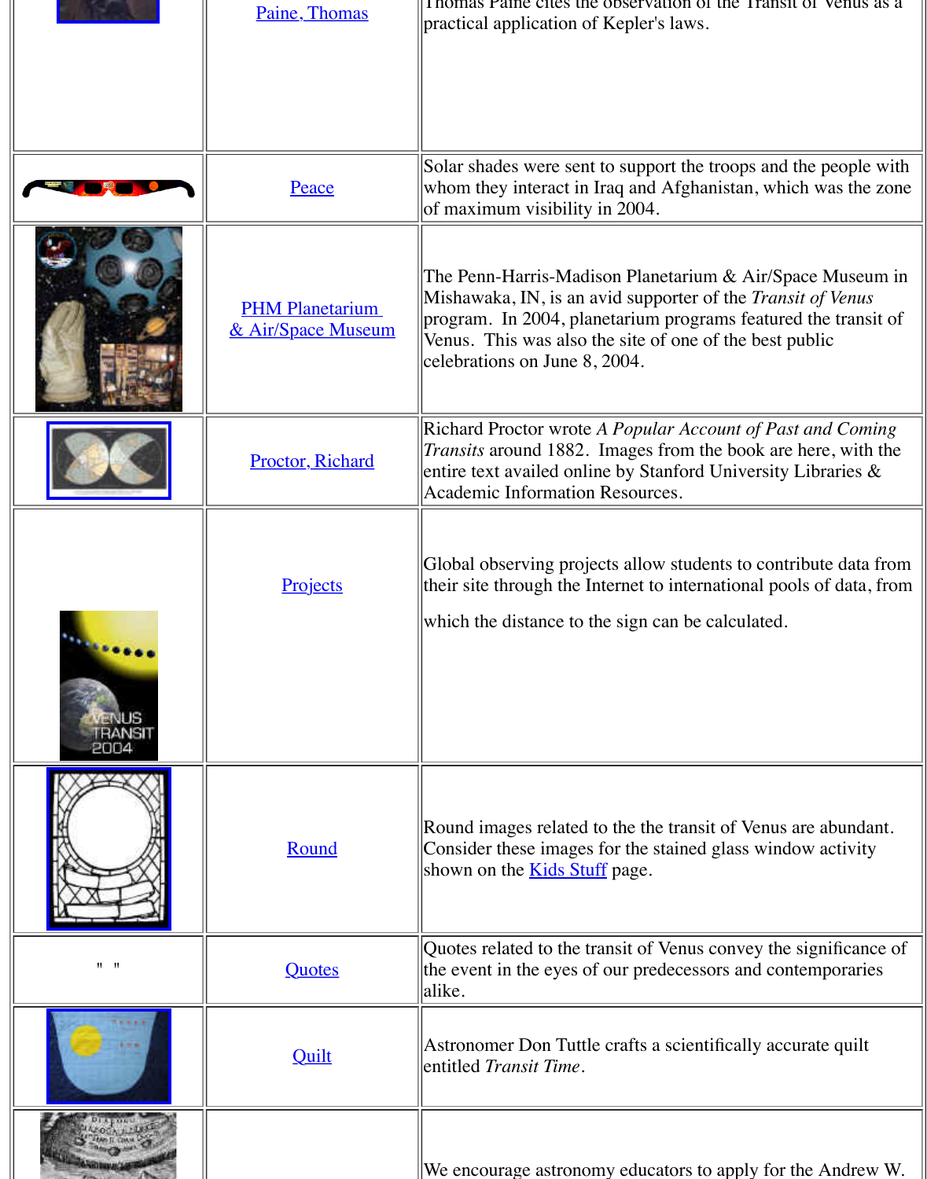| | | |
|---|---|---|
| | Paine, Thomas | Thomas Paine cites the observation of the Transit of Venus as a practical application of Kepler's laws. |
| | Peace | Solar shades were sent to support the troops and the people with whom they interact in Iraq and Afghanistan, which was the zone of maximum visibility in 2004. |
| | PHM Planetarium & Air/Space Museum | The Penn-Harris-Madison Planetarium & Air/Space Museum in Mishawaka, IN, is an avid supporter of the *Transit of Venus* program. In 2004, planetarium programs featured the transit of Venus. This was also the site of one of the best public celebrations on June 8, 2004. |
| | Proctor, Richard | Richard Proctor wrote *A Popular Account of Past and Coming Transits* around 1882. Images from the book are here, with the entire text availed online by Stanford University Libraries & Academic Information Resources. |
| | Projects | Global observing projects allow students to contribute data from their site through the Internet to international pools of data, from which the distance to the sign can be calculated. |
| | Round | Round images related to the the transit of Venus are abundant. Consider these images for the stained glass window activity shown on the Kids Stuff page. |
| " " | Quotes | Quotes related to the transit of Venus convey the significance of the event in the eyes of our predecessors and contemporaries alike. |
| | Quilt | Astronomer Don Tuttle crafts a scientifically accurate quilt entitled *Transit Time*. |
| | | We encourage astronomy educators to apply for the Andrew W. |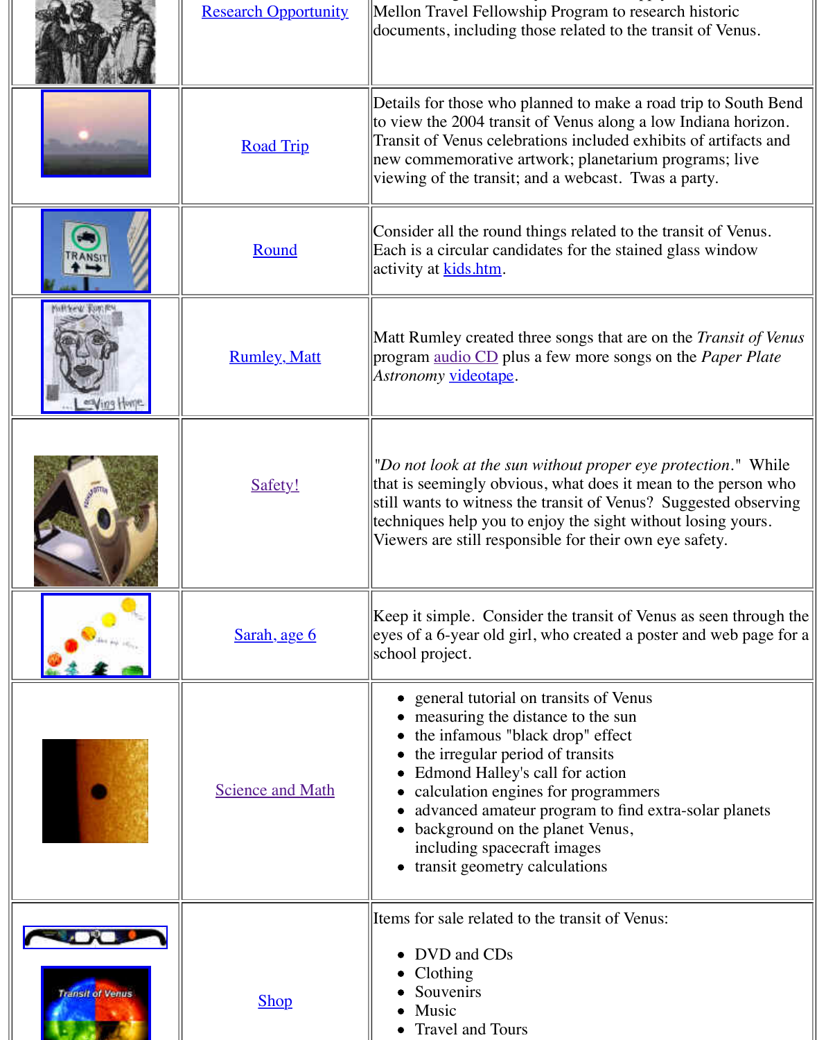| | | |
|---|---|---|
| | Research Opportunity | Mellon Travel Fellowship Program to research historic documents, including those related to the transit of Venus. |
| | Road Trip | Details for those who planned to make a road trip to South Bend to view the 2004 transit of Venus along a low Indiana horizon. Transit of Venus celebrations included exhibits of artifacts and new commemorative artwork; planetarium programs; live viewing of the transit; and a webcast. Twas a party. |
| | Round | Consider all the round things related to the transit of Venus. Each is a circular candidates for the stained glass window activity at kids.htm. |
| | Rumley, Matt | Matt Rumley created three songs that are on the *Transit of Venus* program audio CD plus a few more songs on the *Paper Plate Astronomy* videotape. |
| | Safety! | *"Do not look at the sun without proper eye protection."* While that is seemingly obvious, what does it mean to the person who still wants to witness the transit of Venus? Suggested observing techniques help you to enjoy the sight without losing yours. Viewers are still responsible for their own eye safety. |
| | Sarah, age 6 | Keep it simple. Consider the transit of Venus as seen through the eyes of a 6-year old girl, who created a poster and web page for a school project. |
| | Science and Math | • general tutorial on transits of Venus<br>• measuring the distance to the sun<br>• the infamous "black drop" effect<br>• the irregular period of transits<br>• Edmond Halley's call for action<br>• calculation engines for programmers<br>• advanced amateur program to find extra-solar planets<br>• background on the planet Venus, including spacecraft images<br>• transit geometry calculations |
| | Shop | Items for sale related to the transit of Venus:<br><br>• DVD and CDs<br>• Clothing<br>• Souvenirs<br>• Music<br>• Travel and Tours |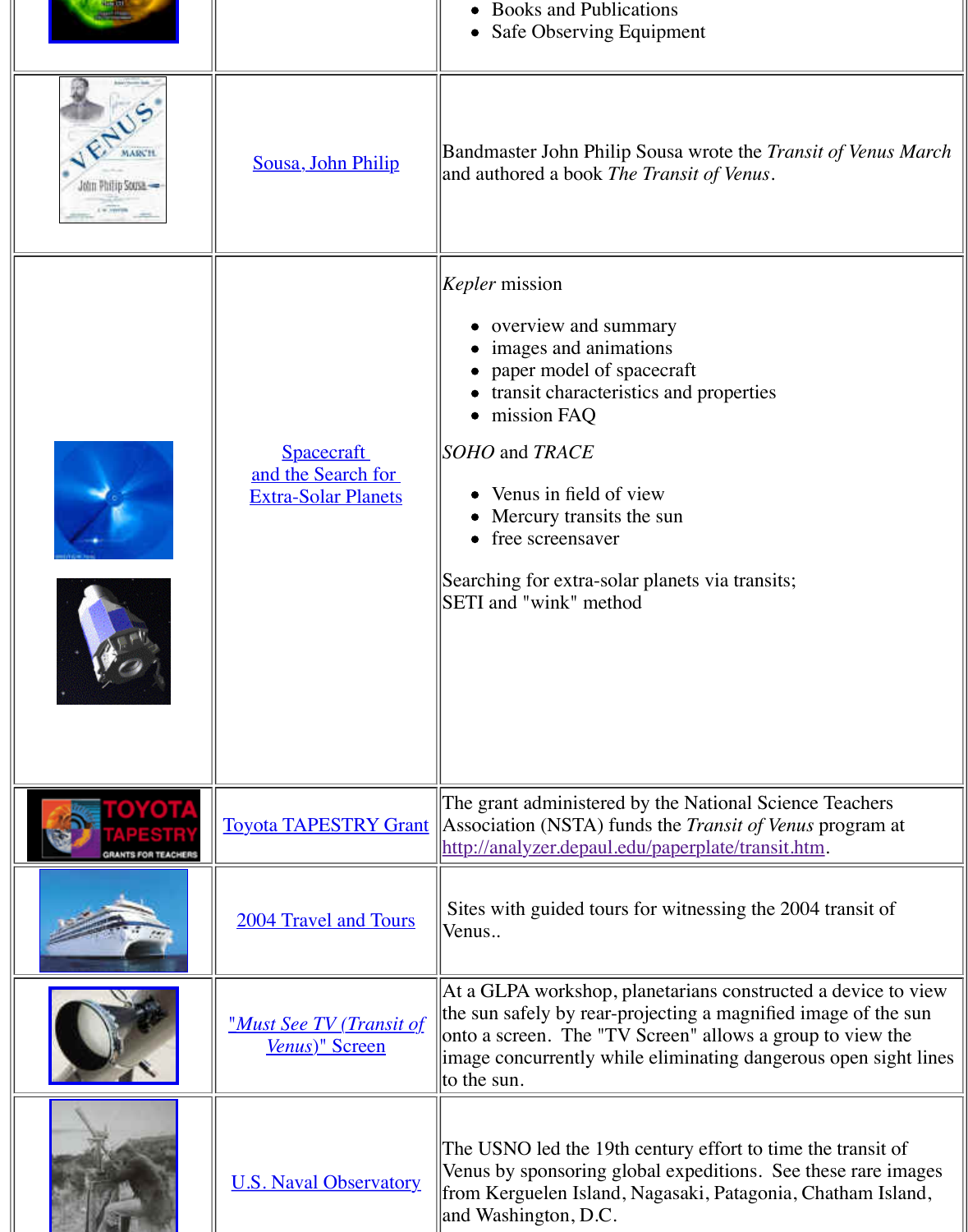| | | |
|---|---|---|
| | | • Books and Publications<br>• Safe Observing Equipment |
| | Sousa, John Philip | Bandmaster John Philip Sousa wrote the *Transit of Venus March* and authored a book *The Transit of Venus*. |
| | Spacecraft and the Search for Extra-Solar Planets | *Kepler* mission<br>• overview and summary<br>• images and animations<br>• paper model of spacecraft<br>• transit characteristics and properties<br>• mission FAQ<br>*SOHO* and *TRACE*<br>• Venus in field of view<br>• Mercury transits the sun<br>• free screensaver<br>Searching for extra-solar planets via transits;<br>SETI and "wink" method |
| | Toyota TAPESTRY Grant | The grant administered by the National Science Teachers Association (NSTA) funds the *Transit of Venus* program at http://analyzer.depaul.edu/paperplate/transit.htm. |
| | 2004 Travel and Tours | Sites with guided tours for witnessing the 2004 transit of Venus.. |
| | *"Must See TV (Transit of Venus)"* Screen | At a GLPA workshop, planetarians constructed a device to view the sun safely by rear-projecting a magnified image of the sun onto a screen. The "TV Screen" allows a group to view the image concurrently while eliminating dangerous open sight lines to the sun. |
| | U.S. Naval Observatory | The USNO led the 19th century effort to time the transit of Venus by sponsoring global expeditions. See these rare images from Kerguelen Island, Nagasaki, Patagonia, Chatham Island, and Washington, D.C. |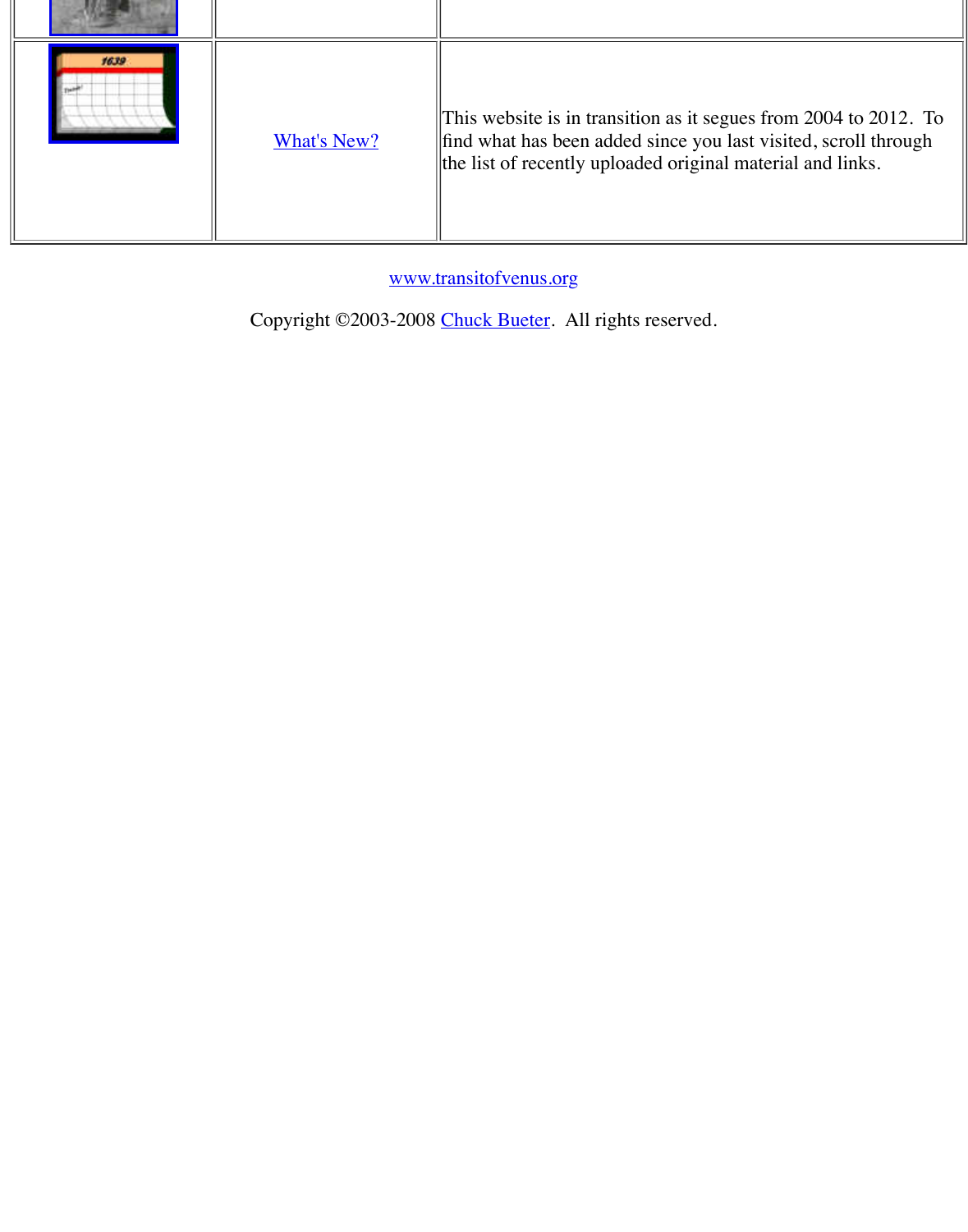| | | |
|---|---|---|
| | | |
| | What's New? | This website is in transition as it segues from 2004 to 2012. To find what has been added since you last visited, scroll through the list of recently uploaded original material and links. |

www.transitofvenus.org

Copyright ©2003-2008 Chuck Bueter. All rights reserved.